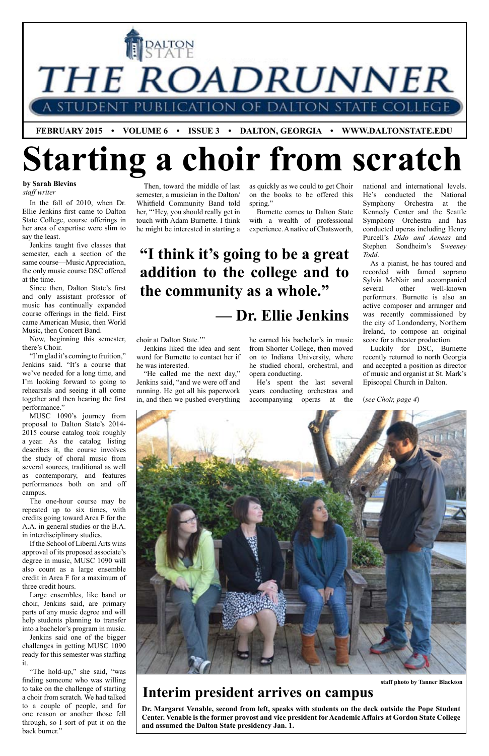DALTON STATE

# THE ROADRUNNER

A STUDENT PUBLICATION OF DALTON STATE COLLEGE

**FEBRUARY 2015 • VOLUME 6 • ISSUE 3 • DALTON, GEORGIA • WWW.DALTONSTATE.EDU**

# Starting a choir from scratch

**by Sarah Blevins**
*staff writer*

In the fall of 2010, when Dr. Ellie Jenkins first came to Dalton State College, course offerings in her area of expertise were slim to say the least.

Jenkins taught five classes that semester, each a section of the same course—Music Appreciation, the only music course DSC offered at the time.

Since then, Dalton State's first and only assistant professor of music has continually expanded course offerings in the field. First came American Music, then World Music, then Concert Band.

Now, beginning this semester, there's Choir.

"I'm glad it's coming to fruition," Jenkins said. "It's a course that we've needed for a long time, and I'm looking forward to going to rehearsals and seeing it all come together and then hearing the first performance."

MUSC 1090's journey from proposal to Dalton State's 2014-2015 course catalog took roughly a year. As the catalog listing describes it, the course involves the study of choral music from several sources, traditional as well as contemporary, and features performances both on and off campus.

The one-hour course may be repeated up to six times, with credits going toward Area F for the A.A. in general studies or the B.A. in interdisciplinary studies.

If the School of Liberal Arts wins approval of its proposed associate's degree in music, MUSC 1090 will also count as a large ensemble credit in Area F for a maximum of three credit hours.

Large ensembles, like band or choir, Jenkins said, are primary parts of any music degree and will help students planning to transfer into a bachelor's program in music.

Jenkins said one of the bigger challenges in getting MUSC 1090 ready for this semester was staffing it.

"The hold-up," she said, "was finding someone who was willing to take on the challenge of starting a choir from scratch. We had talked to a couple of people, and for one reason or another those fell through, so I sort of put it on the back burner."

Then, toward the middle of last semester, a musician in the Dalton/Whitfield Community Band told her, "'Hey, you should really get in touch with Adam Burnette. I think he might be interested in starting a choir at Dalton State.'"

Jenkins liked the idea and sent word for Burnette to contact her if he was interested.

"He called me the next day," Jenkins said, "and we were off and running. He got all his paperwork in, and then we pushed everything as quickly as we could to get Choir on the books to be offered this spring."

> **"I think it's going to be a great addition to the college and to the community as a whole."**
>
> **— Dr. Ellie Jenkins**

Burnette comes to Dalton State with a wealth of professional experience. A native of Chatsworth, he earned his bachelor's in music from Shorter College, then moved on to Indiana University, where he studied choral, orchestral, and opera conducting.

He's spent the last several years conducting orchestras and accompanying operas at the national and international levels. He's conducted the National Symphony Orchestra at the Kennedy Center and the Seattle Symphony Orchestra and has conducted operas including Henry Purcell's *Dido and Aeneas* and Stephen Sondheim's *Sweeney Todd*.

As a pianist, he has toured and recorded with famed soprano Sylvia McNair and accompanied several other well-known performers. Burnette is also an active composer and arranger and was recently commissioned by the city of Londonderry, Northern Ireland, to compose an original score for a theater production.

Luckily for DSC, Burnette recently returned to north Georgia and accepted a position as director of music and organist at St. Mark's Episcopal Church in Dalton.

(*see Choir, page 4*)

**staff photo by Tanner Blackton**

## Interim president arrives on campus

**Dr. Margaret Venable, second from left, speaks with students on the deck outside the Pope Student Center. Venable is the former provost and vice president for Academic Affairs at Gordon State College and assumed the Dalton State presidency Jan. 1.**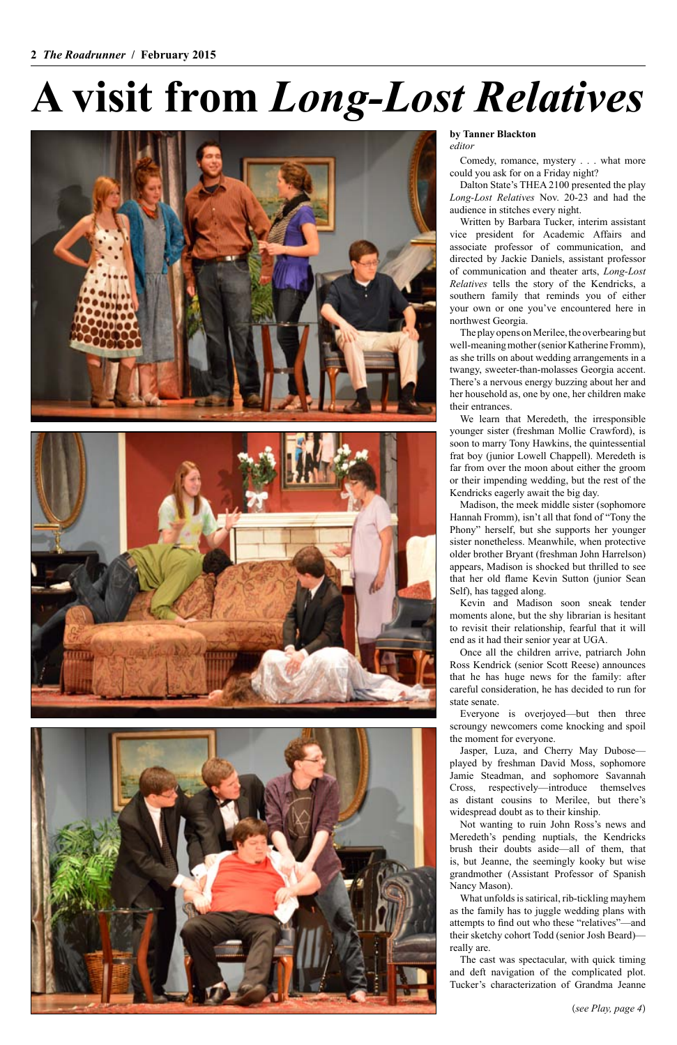# A visit from *Long-Lost Relatives*

**by Tanner Blackton**
*editor*

Comedy, romance, mystery . . . what more could you ask for on a Friday night?

Dalton State's THEA 2100 presented the play *Long-Lost Relatives* Nov. 20-23 and had the audience in stitches every night.

Written by Barbara Tucker, interim assistant vice president for Academic Affairs and associate professor of communication, and directed by Jackie Daniels, assistant professor of communication and theater arts, *Long-Lost Relatives* tells the story of the Kendricks, a southern family that reminds you of either your own or one you've encountered here in northwest Georgia.

The play opens on Merilee, the overbearing but well-meaning mother (senior Katherine Fromm), as she trills on about wedding arrangements in a twangy, sweeter-than-molasses Georgia accent. There's a nervous energy buzzing about her and her household as, one by one, her children make their entrances.

We learn that Meredeth, the irresponsible younger sister (freshman Mollie Crawford), is soon to marry Tony Hawkins, the quintessential frat boy (junior Lowell Chappell). Meredeth is far from over the moon about either the groom or their impending wedding, but the rest of the Kendricks eagerly await the big day.

Madison, the meek middle sister (sophomore Hannah Fromm), isn't all that fond of "Tony the Phony" herself, but she supports her younger sister nonetheless. Meanwhile, when protective older brother Bryant (freshman John Harrelson) appears, Madison is shocked but thrilled to see that her old flame Kevin Sutton (junior Sean Self), has tagged along.

Kevin and Madison soon sneak tender moments alone, but the shy librarian is hesitant to revisit their relationship, fearful that it will end as it had their senior year at UGA.

Once all the children arrive, patriarch John Ross Kendrick (senior Scott Reese) announces that he has huge news for the family: after careful consideration, he has decided to run for state senate.

Everyone is overjoyed—but then three scroungy newcomers come knocking and spoil the moment for everyone.

Jasper, Luza, and Cherry May Dubose—played by freshman David Moss, sophomore Jamie Steadman, and sophomore Savannah Cross, respectively—introduce themselves as distant cousins to Merilee, but there's widespread doubt as to their kinship.

Not wanting to ruin John Ross's news and Meredeth's pending nuptials, the Kendricks brush their doubts aside—all of them, that is, but Jeanne, the seemingly kooky but wise grandmother (Assistant Professor of Spanish Nancy Mason).

What unfolds is satirical, rib-tickling mayhem as the family has to juggle wedding plans with attempts to find out who these "relatives"—and their sketchy cohort Todd (senior Josh Beard)—really are.

The cast was spectacular, with quick timing and deft navigation of the complicated plot. Tucker's characterization of Grandma Jeanne

(*see Play, page 4*)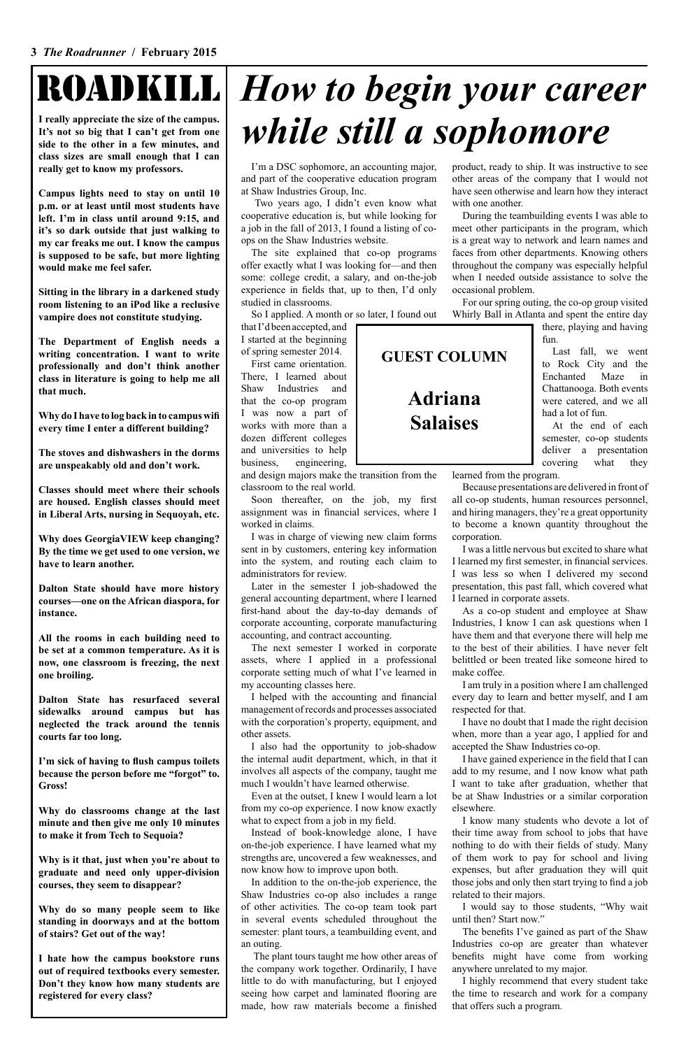# ROADKILL

**I really appreciate the size of the campus. It's not so big that I can't get from one side to the other in a few minutes, and class sizes are small enough that I can really get to know my professors.**

**Campus lights need to stay on until 10 p.m. or at least until most students have left. I'm in class until around 9:15, and it's so dark outside that just walking to my car freaks me out. I know the campus is supposed to be safe, but more lighting would make me feel safer.**

**Sitting in the library in a darkened study room listening to an iPod like a reclusive vampire does not constitute studying.**

**The Department of English needs a writing concentration. I want to write professionally and don't think another class in literature is going to help me all that much.**

**Why do I have to log back in to campus wifi every time I enter a different building?**

**The stoves and dishwashers in the dorms are unspeakably old and don't work.**

**Classes should meet where their schools are housed. English classes should meet in Liberal Arts, nursing in Sequoyah, etc.**

**Why does GeorgiaVIEW keep changing? By the time we get used to one version, we have to learn another.**

**Dalton State should have more history courses—one on the African diaspora, for instance.**

**All the rooms in each building need to be set at a common temperature. As it is now, one classroom is freezing, the next one broiling.**

**Dalton State has resurfaced several sidewalks around campus but has neglected the track around the tennis courts far too long.**

**I'm sick of having to flush campus toilets because the person before me "forgot" to. Gross!**

**Why do classrooms change at the last minute and then give me only 10 minutes to make it from Tech to Sequoia?**

**Why is it that, just when you're about to graduate and need only upper-division courses, they seem to disappear?**

**Why do so many people seem to like standing in doorways and at the bottom of stairs? Get out of the way!**

**I hate how the campus bookstore runs out of required textbooks every semester. Don't they know how many students are registered for every class?**

# *How to begin your career while still a sophomore*

**GUEST COLUMN**

**Adriana Salaises**

I'm a DSC sophomore, an accounting major, and part of the cooperative education program at Shaw Industries Group, Inc.

Two years ago, I didn't even know what cooperative education is, but while looking for a job in the fall of 2013, I found a listing of co-ops on the Shaw Industries website.

The site explained that co-op programs offer exactly what I was looking for—and then some: college credit, a salary, and on-the-job experience in fields that, up to then, I'd only studied in classrooms.

So I applied. A month or so later, I found out that I'd been accepted, and I started at the beginning of spring semester 2014.

First came orientation. There, I learned about Shaw Industries and that the co-op program I was now a part of works with more than a dozen different colleges and universities to help business, engineering, and design majors make the transition from the classroom to the real world.

Soon thereafter, on the job, my first assignment was in financial services, where I worked in claims.

I was in charge of viewing new claim forms sent in by customers, entering key information into the system, and routing each claim to administrators for review.

Later in the semester I job-shadowed the general accounting department, where I learned first-hand about the day-to-day demands of corporate accounting, corporate manufacturing accounting, and contract accounting.

The next semester I worked in corporate assets, where I applied in a professional corporate setting much of what I've learned in my accounting classes here.

I helped with the accounting and financial management of records and processes associated with the corporation's property, equipment, and other assets.

I also had the opportunity to job-shadow the internal audit department, which, in that it involves all aspects of the company, taught me much I wouldn't have learned otherwise.

Even at the outset, I knew I would learn a lot from my co-op experience. I now know exactly what to expect from a job in my field.

Instead of book-knowledge alone, I have on-the-job experience. I have learned what my strengths are, uncovered a few weaknesses, and now know how to improve upon both.

In addition to the on-the-job experience, the Shaw Industries co-op also includes a range of other activities. The co-op team took part in several events scheduled throughout the semester: plant tours, a teambuilding event, and an outing.

The plant tours taught me how other areas of the company work together. Ordinarily, I have little to do with manufacturing, but I enjoyed seeing how carpet and laminated flooring are made, how raw materials become a finished product, ready to ship. It was instructive to see other areas of the company that I would not have seen otherwise and learn how they interact with one another.

During the teambuilding events I was able to meet other participants in the program, which is a great way to network and learn names and faces from other departments. Knowing others throughout the company was especially helpful when I needed outside assistance to solve the occasional problem.

For our spring outing, the co-op group visited Whirly Ball in Atlanta and spent the entire day there, playing and having fun.

Last fall, we went to Rock City and the Enchanted Maze in Chattanooga. Both events were catered, and we all had a lot of fun.

At the end of each semester, co-op students deliver a presentation covering what they learned from the program.

Because presentations are delivered in front of all co-op students, human resources personnel, and hiring managers, they're a great opportunity to become a known quantity throughout the corporation.

I was a little nervous but excited to share what I learned my first semester, in financial services. I was less so when I delivered my second presentation, this past fall, which covered what I learned in corporate assets.

As a co-op student and employee at Shaw Industries, I know I can ask questions when I have them and that everyone there will help me to the best of their abilities. I have never felt belittled or been treated like someone hired to make coffee.

I am truly in a position where I am challenged every day to learn and better myself, and I am respected for that.

I have no doubt that I made the right decision when, more than a year ago, I applied for and accepted the Shaw Industries co-op.

I have gained experience in the field that I can add to my resume, and I now know what path I want to take after graduation, whether that be at Shaw Industries or a similar corporation elsewhere.

I know many students who devote a lot of their time away from school to jobs that have nothing to do with their fields of study. Many of them work to pay for school and living expenses, but after graduation they will quit those jobs and only then start trying to find a job related to their majors.

I would say to those students, "Why wait until then? Start now."

The benefits I've gained as part of the Shaw Industries co-op are greater than whatever benefits might have come from working anywhere unrelated to my major.

I highly recommend that every student take the time to research and work for a company that offers such a program.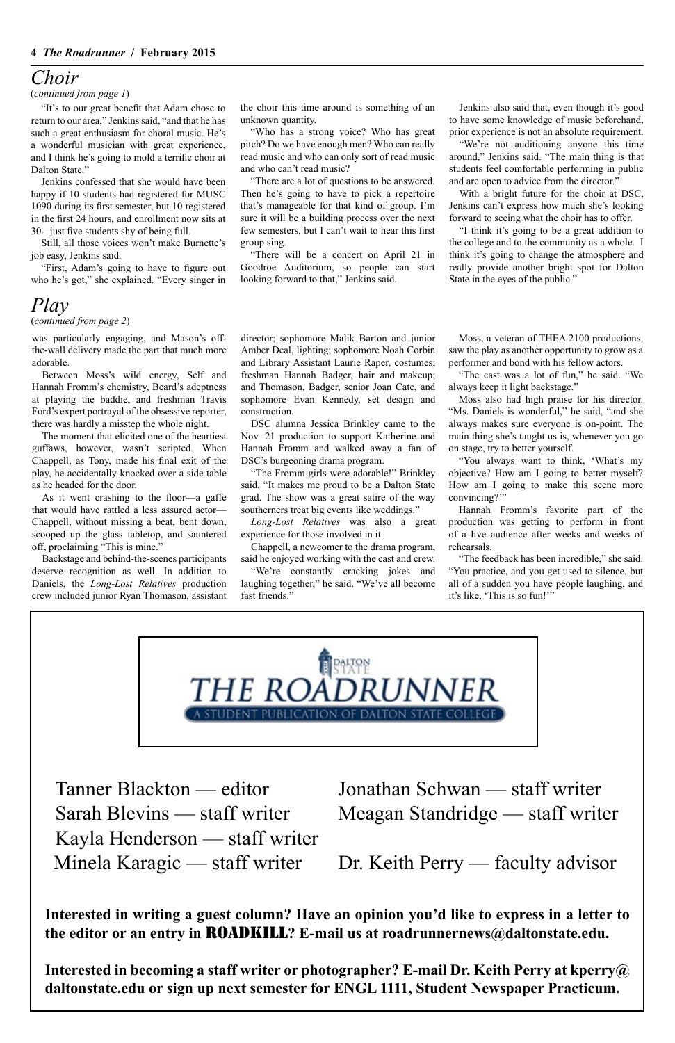# Choir

(*continued from page 1*)

"It's to our great benefit that Adam chose to return to our area," Jenkins said, "and that he has such a great enthusiasm for choral music. He's a wonderful musician with great experience, and I think he's going to mold a terrific choir at Dalton State."

Jenkins confessed that she would have been happy if 10 students had registered for MUSC 1090 during its first semester, but 10 registered in the first 24 hours, and enrollment now sits at 30-–just five students shy of being full.

Still, all those voices won't make Burnette's job easy, Jenkins said.

"First, Adam's going to have to figure out who he's got," she explained. "Every singer in the choir this time around is something of an unknown quantity.

"Who has a strong voice? Who has great pitch? Do we have enough men? Who can really read music and who can only sort of read music and who can't read music?

"There are a lot of questions to be answered. Then he's going to have to pick a repertoire that's manageable for that kind of group. I'm sure it will be a building process over the next few semesters, but I can't wait to hear this first group sing.

"There will be a concert on April 21 in Goodroe Auditorium, so people can start looking forward to that," Jenkins said.

Jenkins also said that, even though it's good to have some knowledge of music beforehand, prior experience is not an absolute requirement.

"We're not auditioning anyone this time around," Jenkins said. "The main thing is that students feel comfortable performing in public and are open to advice from the director."

With a bright future for the choir at DSC, Jenkins can't express how much she's looking forward to seeing what the choir has to offer.

"I think it's going to be a great addition to the college and to the community as a whole. I think it's going to change the atmosphere and really provide another bright spot for Dalton State in the eyes of the public."

# Play

(*continued from page 2*)

was particularly engaging, and Mason's off-the-wall delivery made the part that much more adorable.

Between Moss's wild energy, Self and Hannah Fromm's chemistry, Beard's adeptness at playing the baddie, and freshman Travis Ford's expert portrayal of the obsessive reporter, there was hardly a misstep the whole night.

The moment that elicited one of the heartiest guffaws, however, wasn't scripted. When Chappell, as Tony, made his final exit of the play, he accidentally knocked over a side table as he headed for the door.

As it went crashing to the floor—a gaffe that would have rattled a less assured actor—Chappell, without missing a beat, bent down, scooped up the glass tabletop, and sauntered off, proclaiming "This is mine."

Backstage and behind-the-scenes participants deserve recognition as well. In addition to Daniels, the *Long-Lost Relatives* production crew included junior Ryan Thomason, assistant director; sophomore Malik Barton and junior Amber Deal, lighting; sophomore Noah Corbin and Library Assistant Laurie Raper, costumes; freshman Hannah Badger, hair and makeup; and Thomason, Badger, senior Joan Cate, and sophomore Evan Kennedy, set design and construction.

DSC alumna Jessica Brinkley came to the Nov. 21 production to support Katherine and Hannah Fromm and walked away a fan of DSC's burgeoning drama program.

"The Fromm girls were adorable!" Brinkley said. "It makes me proud to be a Dalton State grad. The show was a great satire of the way southerners treat big events like weddings."

*Long-Lost Relatives* was also a great experience for those involved in it.

Chappell, a newcomer to the drama program, said he enjoyed working with the cast and crew.

"We're constantly cracking jokes and laughing together," he said. "We've all become fast friends."

Moss, a veteran of THEA 2100 productions, saw the play as another opportunity to grow as a performer and bond with his fellow actors.

"The cast was a lot of fun," he said. "We always keep it light backstage."

Moss also had high praise for his director. "Ms. Daniels is wonderful," he said, "and she always makes sure everyone is on-point. The main thing she's taught us is, whenever you go on stage, try to better yourself.

"You always want to think, 'What's my objective? How am I going to better myself? How am I going to make this scene more convincing?'"

Hannah Fromm's favorite part of the production was getting to perform in front of a live audience after weeks and weeks of rehearsals.

"The feedback has been incredible," she said. "You practice, and you get used to silence, but all of a sudden you have people laughing, and it's like, 'This is so fun!'"

---

DALTON STATE

THE ROADRUNNER

A STUDENT PUBLICATION OF DALTON STATE COLLEGE

Tanner Blackton — editor

Sarah Blevins — staff writer

Kayla Henderson — staff writer

Minela Karagic — staff writer

Jonathan Schwan — staff writer

Meagan Standridge — staff writer

Dr. Keith Perry — faculty advisor

**Interested in writing a guest column? Have an opinion you'd like to express in a letter to the editor or an entry in ROADKILL? E-mail us at roadrunnernews@daltonstate.edu.**

**Interested in becoming a staff writer or photographer? E-mail Dr. Keith Perry at kperry@daltonstate.edu or sign up next semester for ENGL 1111, Student Newspaper Practicum.**